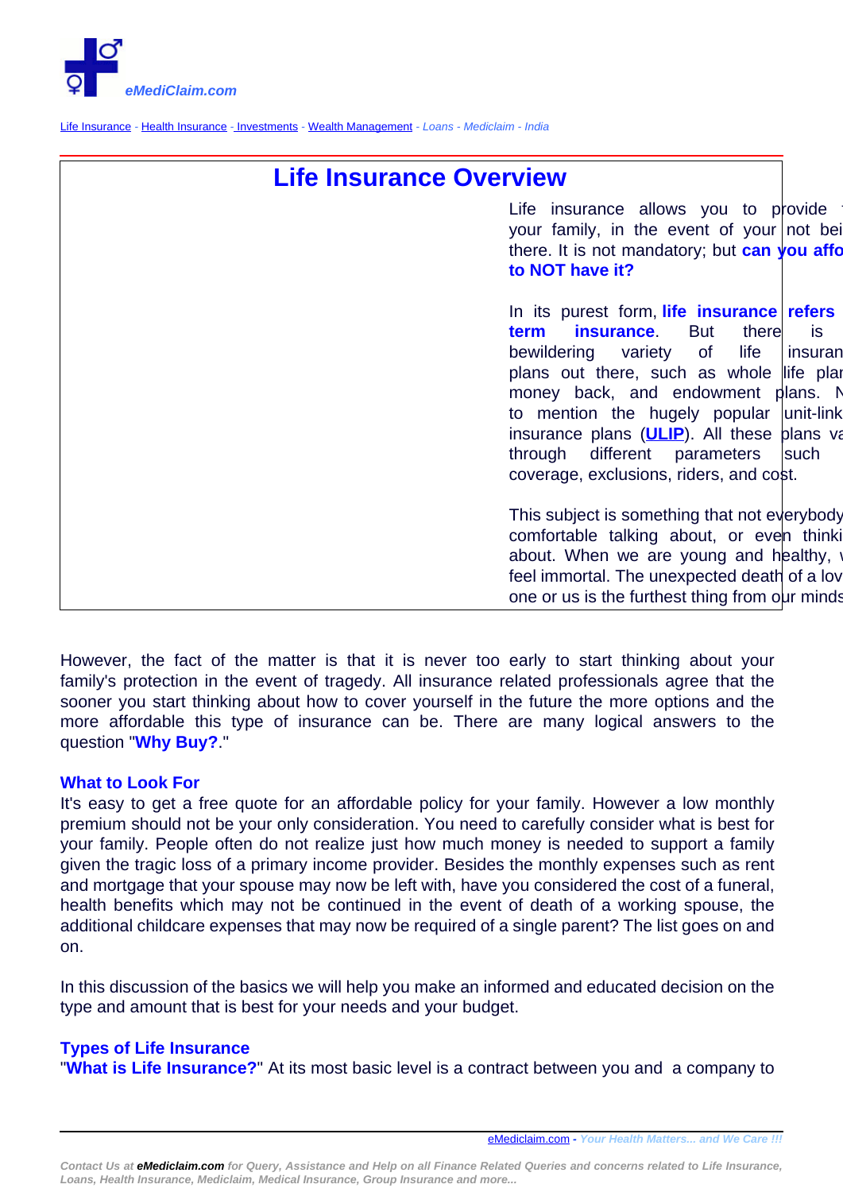eMediClaim.com

Life Insurance - Health Insurance - Investments - Wealth Management - *Loans - Mediclaim - India*

# Life Insurance Overview

Life insurance allows you to provide f your family, in the event of your not bei there. It is not mandatory; but **can you affo to NOT have it?**

In its purest form, **life insurance refers term insurance**. But there is bewildering variety of life insuran plans out there, such as whole life plan money back, and endowment plans. N to mention the hugely popular unit-link insurance plans (**ULIP**). All these plans va through different parameters such coverage, exclusions, riders, and cost.

This subject is something that not everybody comfortable talking about, or even thinki about. When we are young and healthy, feel immortal. The unexpected death of a lov one or us is the furthest thing from our minds

However, the fact of the matter is that it is never too early to start thinking about your family's protection in the event of tragedy. All insurance related professionals agree that the sooner you start thinking about how to cover yourself in the future the more options and the more affordable this type of insurance can be. There are many logical answers to the question "**Why Buy?**."

## What to Look For

It's easy to get a free quote for an affordable policy for your family. However a low monthly premium should not be your only consideration. You need to carefully consider what is best for your family. People often do not realize just how much money is needed to support a family given the tragic loss of a primary income provider. Besides the monthly expenses such as rent and mortgage that your spouse may now be left with, have you considered the cost of a funeral, health benefits which may not be continued in the event of death of a working spouse, the additional childcare expenses that may now be required of a single parent? The list goes on and on.

In this discussion of the basics we will help you make an informed and educated decision on the type and amount that is best for your needs and your budget.

## Types of Life Insurance

"**What is Life Insurance?**" At its most basic level is a contract between you and a company to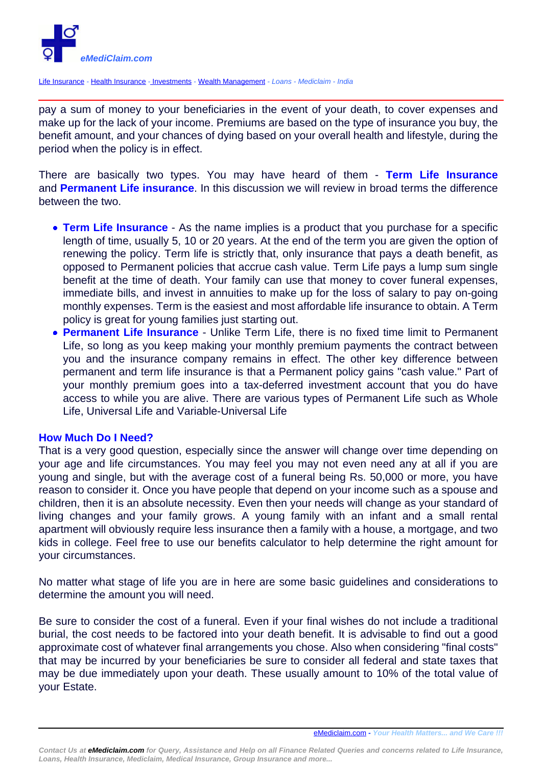pay a sum of money to your beneficiaries in the event of your death, to cover expenses and make up for the lack of your income. Premiums are based on the type of insurance you buy, the benefit amount, and your chances of dying based on your overall health and lifestyle, during the period when the policy is in effect.

There are basically two types. You may have heard of them - **Term Life Insurance** and **Permanent Life insurance**. In this discussion we will review in broad terms the difference between the two.

- **Term Life Insurance** - As the name implies is a product that you purchase for a specific length of time, usually 5, 10 or 20 years. At the end of the term you are given the option of renewing the policy. Term life is strictly that, only insurance that pays a death benefit, as opposed to Permanent policies that accrue cash value. Term Life pays a lump sum single benefit at the time of death. Your family can use that money to cover funeral expenses, immediate bills, and invest in annuities to make up for the loss of salary to pay on-going monthly expenses. Term is the easiest and most affordable life insurance to obtain. A Term policy is great for young families just starting out.
- **Permanent Life Insurance** - Unlike Term Life, there is no fixed time limit to Permanent Life, so long as you keep making your monthly premium payments the contract between you and the insurance company remains in effect. The other key difference between permanent and term life insurance is that a Permanent policy gains "cash value." Part of your monthly premium goes into a tax-deferred investment account that you do have access to while you are alive. There are various types of Permanent Life such as Whole Life, Universal Life and Variable-Universal Life

### How Much Do I Need?

That is a very good question, especially since the answer will change over time depending on your age and life circumstances. You may feel you may not even need any at all if you are young and single, but with the average cost of a funeral being Rs. 50,000 or more, you have reason to consider it. Once you have people that depend on your income such as a spouse and children, then it is an absolute necessity. Even then your needs will change as your standard of living changes and your family grows. A young family with an infant and a small rental apartment will obviously require less insurance then a family with a house, a mortgage, and two kids in college. Feel free to use our benefits calculator to help determine the right amount for your circumstances.

No matter what stage of life you are in here are some basic guidelines and considerations to determine the amount you will need.

Be sure to consider the cost of a funeral. Even if your final wishes do not include a traditional burial, the cost needs to be factored into your death benefit. It is advisable to find out a good approximate cost of whatever final arrangements you chose. Also when considering "final costs" that may be incurred by your beneficiaries be sure to consider all federal and state taxes that may be due immediately upon your death. These usually amount to 10% of the total value of your Estate.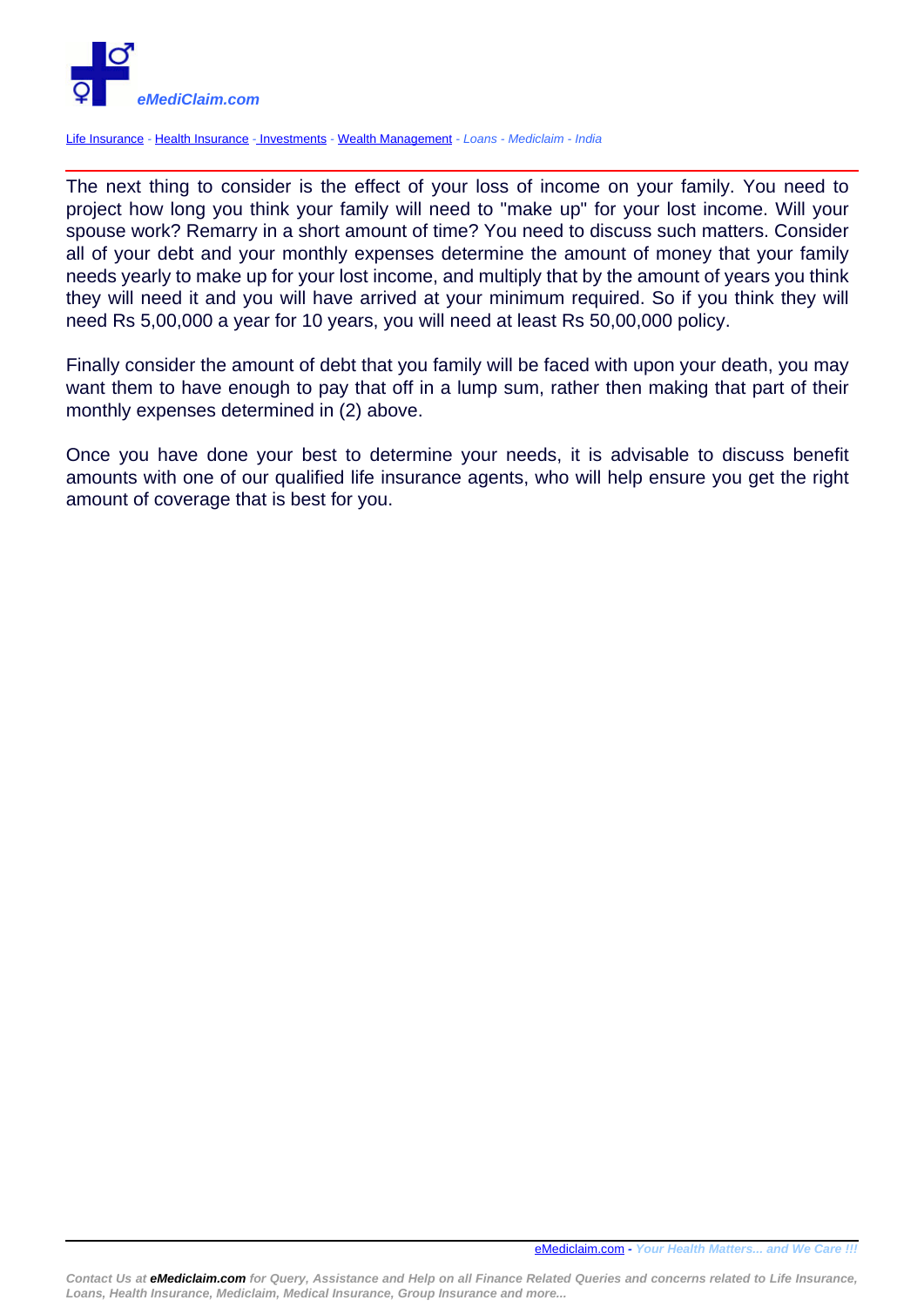The next thing to consider is the effect of your loss of income on your family. You need to project how long you think your family will need to "make up" for your lost income. Will your spouse work? Remarry in a short amount of time? You need to discuss such matters. Consider all of your debt and your monthly expenses determine the amount of money that your family needs yearly to make up for your lost income, and multiply that by the amount of years you think they will need it and you will have arrived at your minimum required. So if you think they will need Rs 5,00,000 a year for 10 years, you will need at least Rs 50,00,000 policy.

Finally consider the amount of debt that you family will be faced with upon your death, you may want them to have enough to pay that off in a lump sum, rather then making that part of their monthly expenses determined in (2) above.

Once you have done your best to determine your needs, it is advisable to discuss benefit amounts with one of our qualified life insurance agents, who will help ensure you get the right amount of coverage that is best for you.